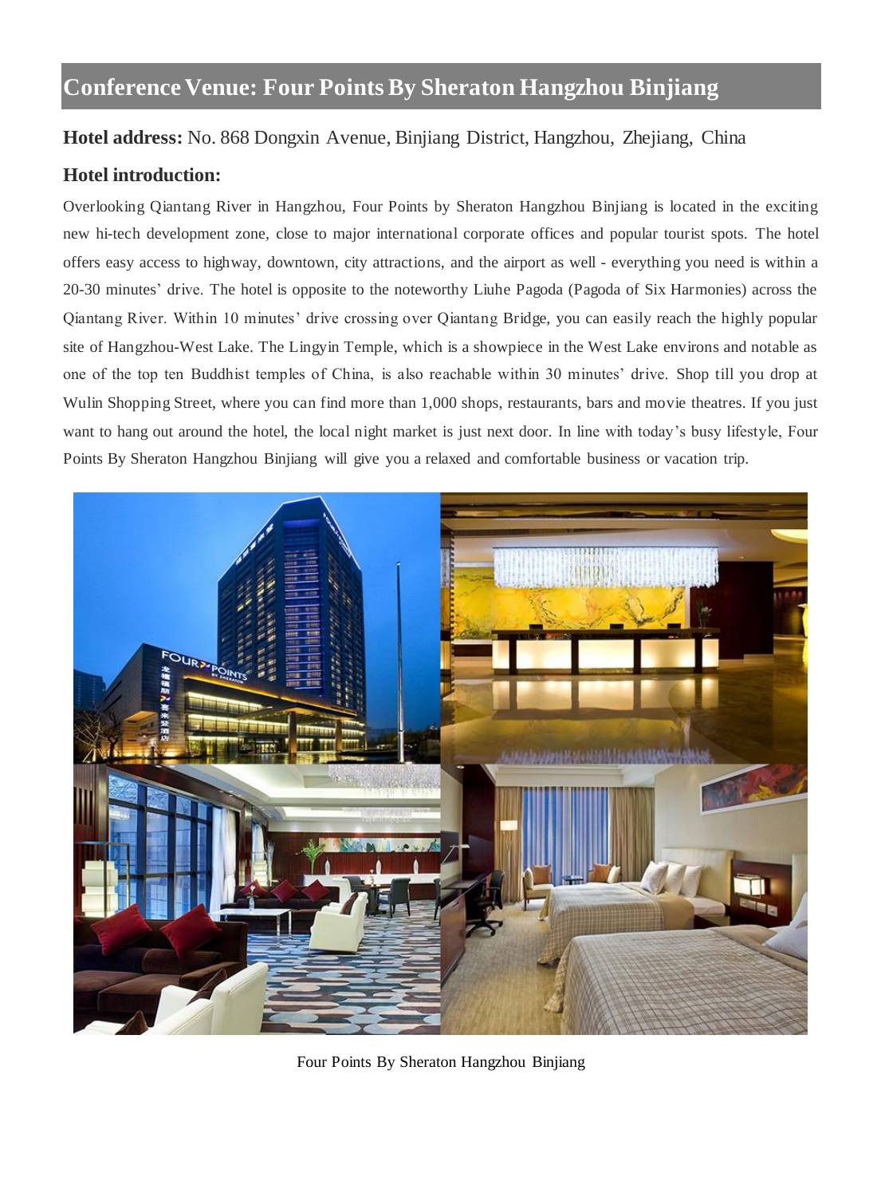## Conference Venue: Four Points By Sheraton Hangzhou Binjiang

**Hotel address:** No. 868 Dongxin Avenue, Binjiang District, Hangzhou, Zhejiang, China

### Hotel introduction:

Overlooking Qiantang River in Hangzhou, Four Points by Sheraton Hangzhou Binjiang is located in the exciting new hi-tech development zone, close to major international corporate offices and popular tourist spots. The hotel offers easy access to highway, downtown, city attractions, and the airport as well - everything you need is within a 20-30 minutes' drive. The hotel is opposite to the noteworthy Liuhe Pagoda (Pagoda of Six Harmonies) across the Qiantang River. Within 10 minutes' drive crossing over Qiantang Bridge, you can easily reach the highly popular site of Hangzhou-West Lake. The Lingyin Temple, which is a showpiece in the West Lake environs and notable as one of the top ten Buddhist temples of China, is also reachable within 30 minutes' drive. Shop till you drop at Wulin Shopping Street, where you can find more than 1,000 shops, restaurants, bars and movie theatres. If you just want to hang out around the hotel, the local night market is just next door. In line with today's busy lifestyle, Four Points By Sheraton Hangzhou Binjiang will give you a relaxed and comfortable business or vacation trip.

Four Points By Sheraton Hangzhou Binjiang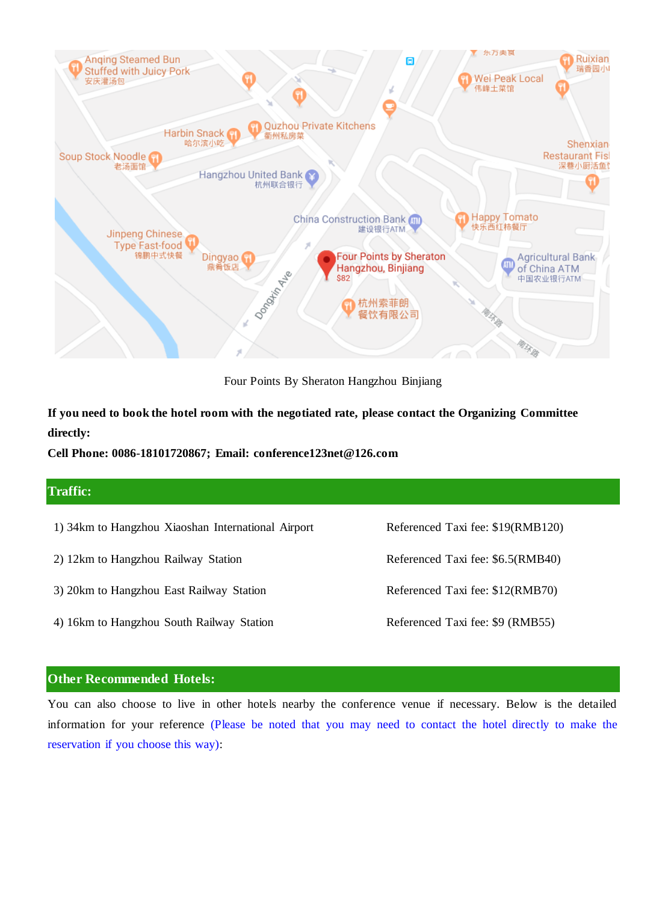Four Points By Sheraton Hangzhou Binjiang

**If you need to book the hotel room with the negotiated rate, please contact the Organizing Committee directly:**

**Cell Phone: 0086-18101720867; Email: conference123net@126.com**

## Traffic:

| | |
|---|---|
| 1) 34km to Hangzhou Xiaoshan International Airport | Referenced Taxi fee: $19(RMB120) |
| 2) 12km to Hangzhou Railway Station | Referenced Taxi fee: $6.5(RMB40) |
| 3) 20km to Hangzhou East Railway Station | Referenced Taxi fee: $12(RMB70) |
| 4) 16km to Hangzhou South Railway Station | Referenced Taxi fee: $9 (RMB55) |

## Other Recommended Hotels:

You can also choose to live in other hotels nearby the conference venue if necessary. Below is the detailed information for your reference (Please be noted that you may need to contact the hotel directly to make the reservation if you choose this way):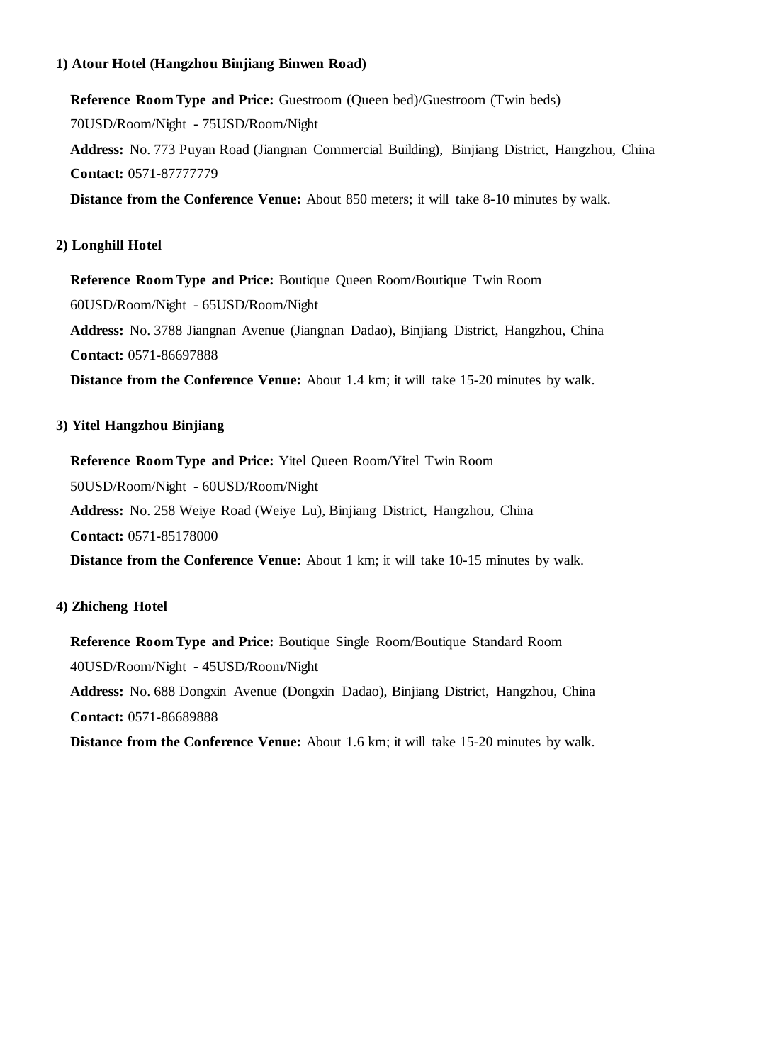**1) Atour Hotel (Hangzhou Binjiang Binwen Road)**

**Reference Room Type and Price:** Guestroom (Queen bed)/Guestroom (Twin beds)

70USD/Room/Night - 75USD/Room/Night

**Address:** No. 773 Puyan Road (Jiangnan Commercial Building), Binjiang District, Hangzhou, China

**Contact:** 0571-87777779

**Distance from the Conference Venue:** About 850 meters; it will take 8-10 minutes by walk.

**2) Longhill Hotel**

**Reference Room Type and Price:** Boutique Queen Room/Boutique Twin Room

60USD/Room/Night - 65USD/Room/Night

**Address:** No. 3788 Jiangnan Avenue (Jiangnan Dadao), Binjiang District, Hangzhou, China

**Contact:** 0571-86697888

**Distance from the Conference Venue:** About 1.4 km; it will take 15-20 minutes by walk.

**3) Yitel Hangzhou Binjiang**

**Reference Room Type and Price:** Yitel Queen Room/Yitel Twin Room

50USD/Room/Night - 60USD/Room/Night

**Address:** No. 258 Weiye Road (Weiye Lu), Binjiang District, Hangzhou, China

**Contact:** 0571-85178000

**Distance from the Conference Venue:** About 1 km; it will take 10-15 minutes by walk.

**4) Zhicheng Hotel**

**Reference Room Type and Price:** Boutique Single Room/Boutique Standard Room

40USD/Room/Night - 45USD/Room/Night

**Address:** No. 688 Dongxin Avenue (Dongxin Dadao), Binjiang District, Hangzhou, China

**Contact:** 0571-86689888

**Distance from the Conference Venue:** About 1.6 km; it will take 15-20 minutes by walk.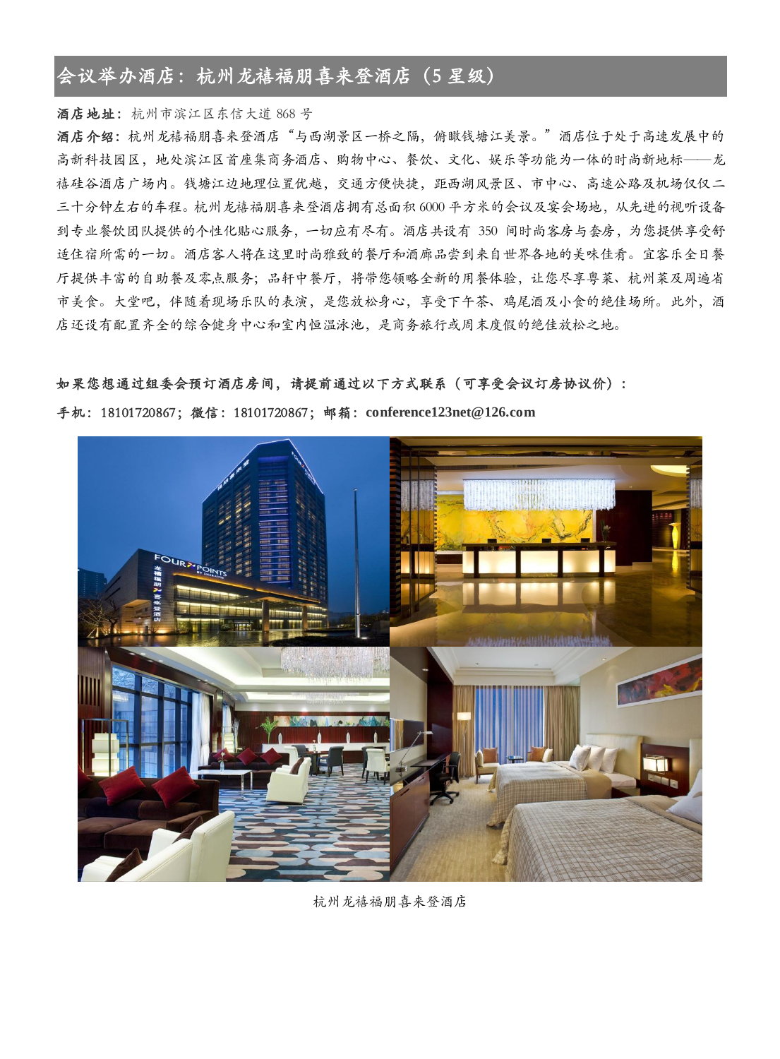## 会议举办酒店：杭州龙禧福朋喜来登酒店（5 星级）

**酒店地址**：杭州市滨江区东信大道 868 号

**酒店介绍**：杭州龙禧福朋喜来登酒店“与西湖景区一桥之隔，俯瞰钱塘江美景。”酒店位于处于高速发展中的高新科技园区，地处滨江区首座集商务酒店、购物中心、餐饮、文化、娱乐等功能为一体的时尚新地标——龙禧硅谷酒店广场内。钱塘江边地理位置优越，交通方便快捷，距西湖风景区、市中心、高速公路及机场仅仅二三十分钟左右的车程。杭州龙禧福朋喜来登酒店拥有总面积 6000 平方米的会议及宴会场地，从先进的视听设备到专业餐饮团队提供的个性化贴心服务，一切应有尽有。酒店共设有 350 间时尚客房与套房，为您提供享受舒适住宿所需的一切。酒店客人将在这里时尚雅致的餐厅和酒廊品尝到来自世界各地的美味佳肴。宜客乐全日餐厅提供丰富的自助餐及零点服务；品轩中餐厅，将带您领略全新的用餐体验，让您尽享粤菜、杭州菜及周遍省市美食。大堂吧，伴随着现场乐队的表演，是您放松身心，享受下午茶、鸡尾酒及小食的绝佳场所。此外，酒店还设有配置齐全的综合健身中心和室内恒温泳池，是商务旅行或周末度假的绝佳放松之地。

**如果您想通过组委会预订酒店房间，请提前通过以下方式联系（可享受会议订房协议价）：**

**手机**：18101720867；**微信**：18101720867；**邮箱**：**conference123net@126.com**

杭州龙禧福朋喜来登酒店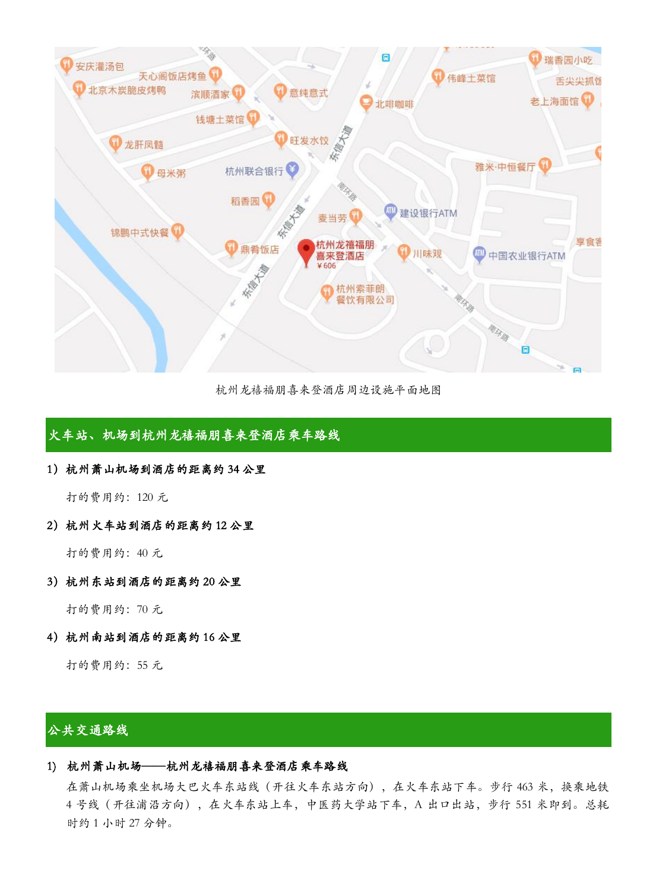杭州龙禧福朋喜来登酒店周边设施平面地图

## 火车站、机场到杭州龙禧福朋喜来登酒店乘车路线

**1）杭州萧山机场到酒店的距离约 34 公里**

打的费用约：120 元

**2）杭州火车站到酒店的距离约 12 公里**

打的费用约：40 元

**3）杭州东站到酒店的距离约 20 公里**

打的费用约：70 元

**4）杭州南站到酒店的距离约 16 公里**

打的费用约：55 元

## 公共交通路线

**1）杭州萧山机场——杭州龙禧福朋喜来登酒店乘车路线**

在萧山机场乘坐机场大巴火车东站线（开往火车东站方向），在火车东站下车。步行 463 米，换乘地铁 4 号线（开往浦沿方向），在火车东站上车，中医药大学站下车，A 出口出站，步行 551 米即到。总耗时约 1 小时 27 分钟。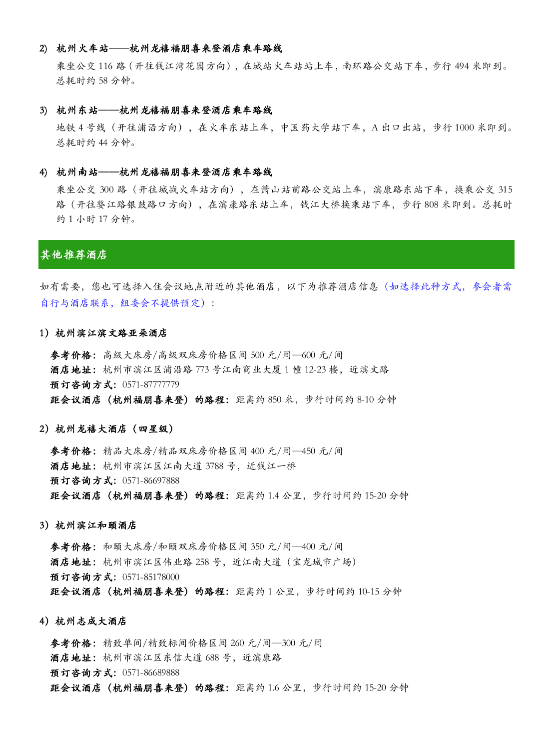2) **杭州火车站——杭州龙禧福朋喜来登酒店乘车路线**

乘坐公交 116 路（开往钱江湾花园方向），在城站火车站站上车，南环路公交站下车，步行 494 米即到。总耗时约 58 分钟。

3) **杭州东站——杭州龙禧福朋喜来登酒店乘车路线**

地铁 4 号线（开往浦沿方向），在火车东站上车，中医药大学站下车，A 出口出站，步行 1000 米即到。总耗时约 44 分钟。

4) **杭州南站——杭州龙禧福朋喜来登酒店乘车路线**

乘坐公交 300 路（开往城战火车站方向），在萧山站前路公交站上车，滨康路东站下车，换乘公交 315 路（开往婺江路银鼓路口方向），在滨康路东站上车，钱江大桥换乘站下车，步行 808 米即到。总耗时约 1 小时 17 分钟。

## 其他推荐酒店

如有需要，您也可选择入住会议地点附近的其他酒店，以下为推荐酒店信息（如选择此种方式，参会者需自行与酒店联系，组委会不提供预定）：

**1）杭州滨江滨文路亚朵酒店**

**参考价格**：高级大床房/高级双床房价格区间 500 元/间—600 元/间
**酒店地址**：杭州市滨江区浦沿路 773 号江南商业大厦 1 幢 12-23 楼，近滨文路
**预订咨询方式**：0571-87777779
**距会议酒店（杭州福朋喜来登）的路程**：距离约 850 米，步行时间约 8-10 分钟

**2）杭州龙禧大酒店（四星级）**

**参考价格**：精品大床房/精品双床房价格区间 400 元/间—450 元/间
**酒店地址**：杭州市滨江区江南大道 3788 号，近钱江一桥
**预订咨询方式**：0571-86697888
**距会议酒店（杭州福朋喜来登）的路程**：距离约 1.4 公里，步行时间约 15-20 分钟

**3）杭州滨江和颐酒店**

**参考价格**：和颐大床房/和颐双床房价格区间 350 元/间—400 元/间
**酒店地址**：杭州市滨江区伟业路 258 号，近江南大道（宝龙城市广场）
**预订咨询方式**：0571-85178000
**距会议酒店（杭州福朋喜来登）的路程**：距离约 1 公里，步行时间约 10-15 分钟

**4）杭州志成大酒店**

**参考价格**：精致单间/精致标间价格区间 260 元/间—300 元/间
**酒店地址**：杭州市滨江区东信大道 688 号，近滨康路
**预订咨询方式**：0571-86689888
**距会议酒店（杭州福朋喜来登）的路程**：距离约 1.6 公里，步行时间约 15-20 分钟